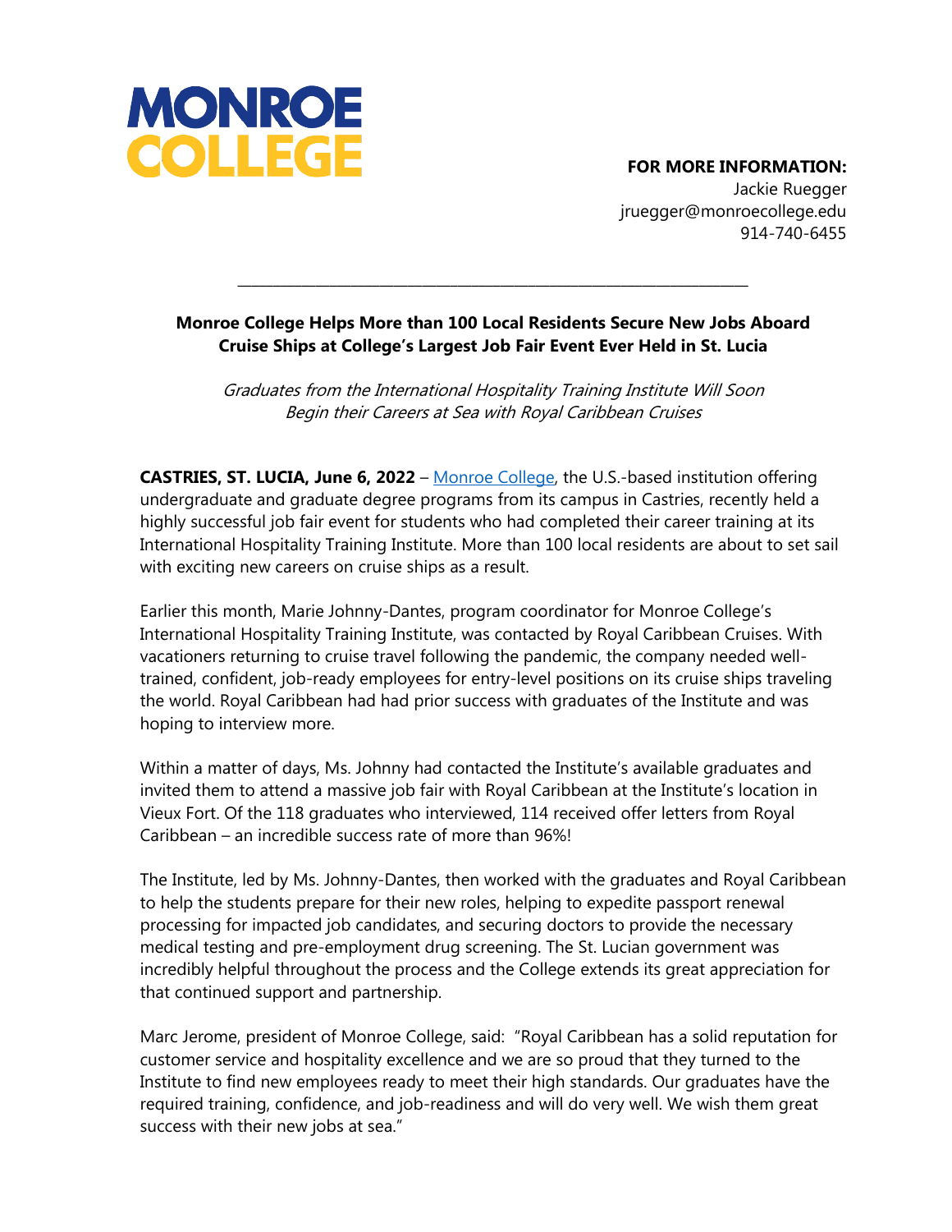**MONROE COLLEGE**

**FOR MORE INFORMATION:**
Jackie Ruegger
jruegger@monroecollege.edu
914-740-6455

---

**Monroe College Helps More than 100 Local Residents Secure New Jobs Aboard Cruise Ships at College's Largest Job Fair Event Ever Held in St. Lucia**

*Graduates from the International Hospitality Training Institute Will Soon Begin their Careers at Sea with Royal Caribbean Cruises*

**CASTRIES, ST. LUCIA, June 6, 2022** – Monroe College, the U.S.-based institution offering undergraduate and graduate degree programs from its campus in Castries, recently held a highly successful job fair event for students who had completed their career training at its International Hospitality Training Institute. More than 100 local residents are about to set sail with exciting new careers on cruise ships as a result.

Earlier this month, Marie Johnny-Dantes, program coordinator for Monroe College's International Hospitality Training Institute, was contacted by Royal Caribbean Cruises. With vacationers returning to cruise travel following the pandemic, the company needed well-trained, confident, job-ready employees for entry-level positions on its cruise ships traveling the world. Royal Caribbean had had prior success with graduates of the Institute and was hoping to interview more.

Within a matter of days, Ms. Johnny had contacted the Institute's available graduates and invited them to attend a massive job fair with Royal Caribbean at the Institute's location in Vieux Fort. Of the 118 graduates who interviewed, 114 received offer letters from Royal Caribbean – an incredible success rate of more than 96%!

The Institute, led by Ms. Johnny-Dantes, then worked with the graduates and Royal Caribbean to help the students prepare for their new roles, helping to expedite passport renewal processing for impacted job candidates, and securing doctors to provide the necessary medical testing and pre-employment drug screening. The St. Lucian government was incredibly helpful throughout the process and the College extends its great appreciation for that continued support and partnership.

Marc Jerome, president of Monroe College, said: "Royal Caribbean has a solid reputation for customer service and hospitality excellence and we are so proud that they turned to the Institute to find new employees ready to meet their high standards. Our graduates have the required training, confidence, and job-readiness and will do very well. We wish them great success with their new jobs at sea."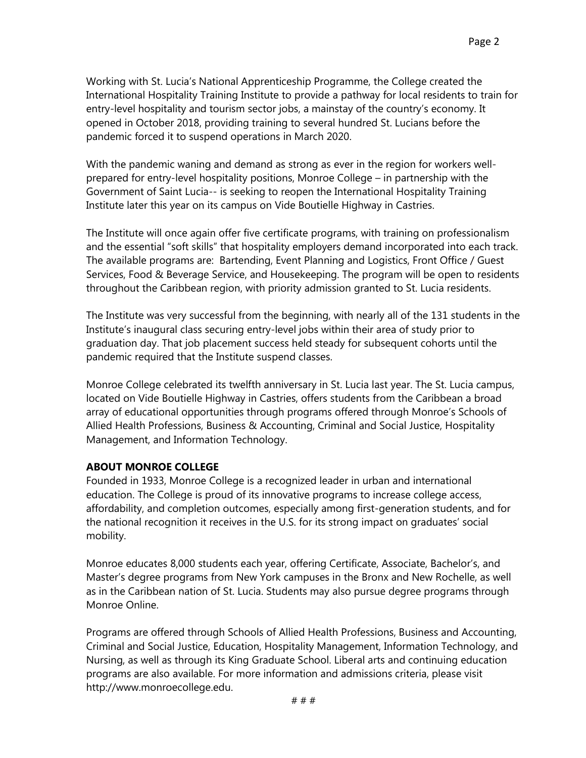Working with St. Lucia's National Apprenticeship Programme, the College created the International Hospitality Training Institute to provide a pathway for local residents to train for entry-level hospitality and tourism sector jobs, a mainstay of the country's economy. It opened in October 2018, providing training to several hundred St. Lucians before the pandemic forced it to suspend operations in March 2020.

With the pandemic waning and demand as strong as ever in the region for workers well-prepared for entry-level hospitality positions, Monroe College – in partnership with the Government of Saint Lucia-- is seeking to reopen the International Hospitality Training Institute later this year on its campus on Vide Boutielle Highway in Castries.

The Institute will once again offer five certificate programs, with training on professionalism and the essential "soft skills" that hospitality employers demand incorporated into each track. The available programs are: Bartending, Event Planning and Logistics, Front Office / Guest Services, Food & Beverage Service, and Housekeeping. The program will be open to residents throughout the Caribbean region, with priority admission granted to St. Lucia residents.

The Institute was very successful from the beginning, with nearly all of the 131 students in the Institute's inaugural class securing entry-level jobs within their area of study prior to graduation day. That job placement success held steady for subsequent cohorts until the pandemic required that the Institute suspend classes.

Monroe College celebrated its twelfth anniversary in St. Lucia last year. The St. Lucia campus, located on Vide Boutielle Highway in Castries, offers students from the Caribbean a broad array of educational opportunities through programs offered through Monroe's Schools of Allied Health Professions, Business & Accounting, Criminal and Social Justice, Hospitality Management, and Information Technology.

**ABOUT MONROE COLLEGE**

Founded in 1933, Monroe College is a recognized leader in urban and international education. The College is proud of its innovative programs to increase college access, affordability, and completion outcomes, especially among first-generation students, and for the national recognition it receives in the U.S. for its strong impact on graduates' social mobility.

Monroe educates 8,000 students each year, offering Certificate, Associate, Bachelor's, and Master's degree programs from New York campuses in the Bronx and New Rochelle, as well as in the Caribbean nation of St. Lucia. Students may also pursue degree programs through Monroe Online.

Programs are offered through Schools of Allied Health Professions, Business and Accounting, Criminal and Social Justice, Education, Hospitality Management, Information Technology, and Nursing, as well as through its King Graduate School. Liberal arts and continuing education programs are also available. For more information and admissions criteria, please visit http://www.monroecollege.edu.

# # #